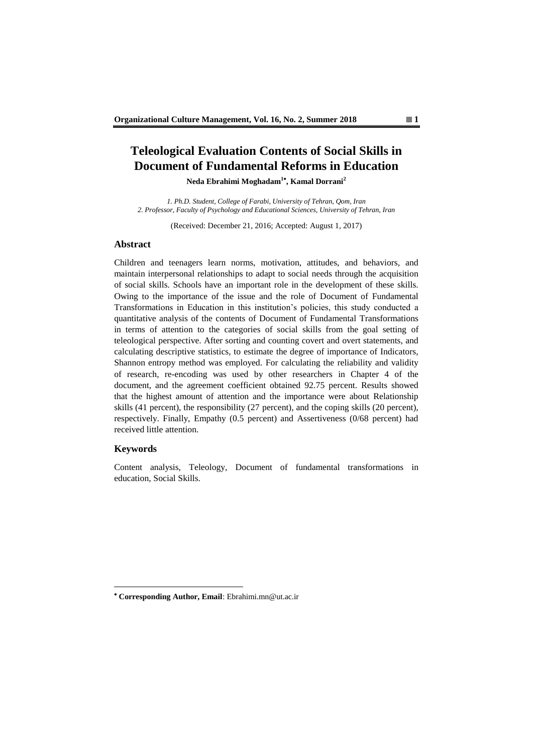# Teleological Evaluation Contents of Social Skills in Document of Fundamental Reforms in Education

**Neda Ebrahimi Moghadam[1•], Kamal Dorrani[2]**

*1. Ph.D. Student, College of Farabi, University of Tehran, Qom, Iran*
*2. Professor, Faculty of Psychology and Educational Sciences, University of Tehran, Iran*

(Received: December 21, 2016; Accepted: August 1, 2017)

## Abstract

Children and teenagers learn norms, motivation, attitudes, and behaviors, and maintain interpersonal relationships to adapt to social needs through the acquisition of social skills. Schools have an important role in the development of these skills. Owing to the importance of the issue and the role of Document of Fundamental Transformations in Education in this institution's policies, this study conducted a quantitative analysis of the contents of Document of Fundamental Transformations in terms of attention to the categories of social skills from the goal setting of teleological perspective. After sorting and counting covert and overt statements, and calculating descriptive statistics, to estimate the degree of importance of Indicators, Shannon entropy method was employed. For calculating the reliability and validity of research, re-encoding was used by other researchers in Chapter 4 of the document, and the agreement coefficient obtained 92.75 percent. Results showed that the highest amount of attention and the importance were about Relationship skills (41 percent), the responsibility (27 percent), and the coping skills (20 percent), respectively. Finally, Empathy (0.5 percent) and Assertiveness (0/68 percent) had received little attention.

## Keywords

Content analysis, Teleology, Document of fundamental transformations in education, Social Skills.

---

• **Corresponding Author, Email**: Ebrahimi.mn@ut.ac.ir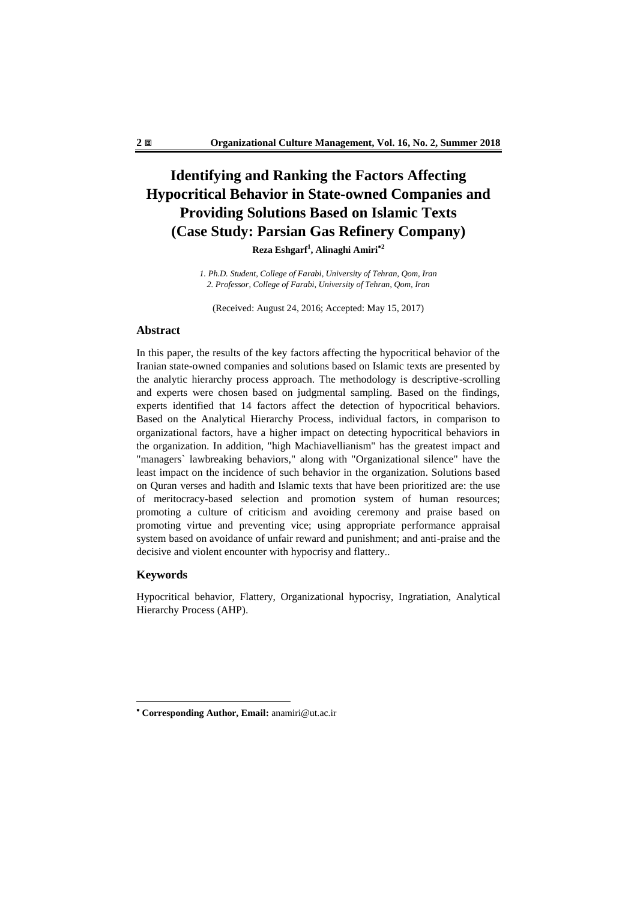# Identifying and Ranking the Factors Affecting Hypocritical Behavior in State-owned Companies and Providing Solutions Based on Islamic Texts (Case Study: Parsian Gas Refinery Company)

**Reza Eshgarf[1], Alinaghi Amiri[•2]**

*1. Ph.D. Student, College of Farabi, University of Tehran, Qom, Iran*
*2. Professor, College of Farabi, University of Tehran, Qom, Iran*

(Received: August 24, 2016; Accepted: May 15, 2017)

## Abstract

In this paper, the results of the key factors affecting the hypocritical behavior of the Iranian state-owned companies and solutions based on Islamic texts are presented by the analytic hierarchy process approach. The methodology is descriptive-scrolling and experts were chosen based on judgmental sampling. Based on the findings, experts identified that 14 factors affect the detection of hypocritical behaviors. Based on the Analytical Hierarchy Process, individual factors, in comparison to organizational factors, have a higher impact on detecting hypocritical behaviors in the organization. In addition, "high Machiavellianism" has the greatest impact and "managers` lawbreaking behaviors," along with "Organizational silence" have the least impact on the incidence of such behavior in the organization. Solutions based on Quran verses and hadith and Islamic texts that have been prioritized are: the use of meritocracy-based selection and promotion system of human resources; promoting a culture of criticism and avoiding ceremony and praise based on promoting virtue and preventing vice; using appropriate performance appraisal system based on avoidance of unfair reward and punishment; and anti-praise and the decisive and violent encounter with hypocrisy and flattery..

## Keywords

Hypocritical behavior, Flattery, Organizational hypocrisy, Ingratiation, Analytical Hierarchy Process (AHP).

---

• **Corresponding Author, Email:** anamiri@ut.ac.ir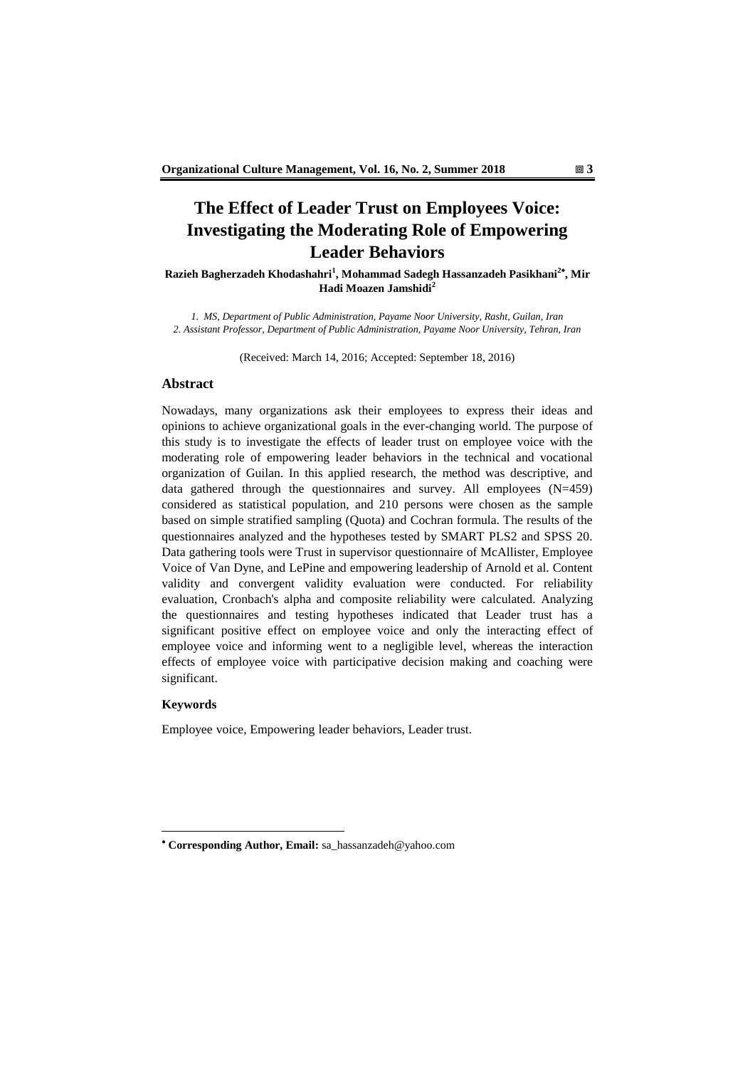# The Effect of Leader Trust on Employees Voice: Investigating the Moderating Role of Empowering Leader Behaviors

**Razieh Bagherzadeh Khodashahri[1], Mohammad Sadegh Hassanzadeh Pasikhani[2•], Mir Hadi Moazen Jamshidi[2]**

*1. MS, Department of Public Administration, Payame Noor University, Rasht, Guilan, Iran*
*2. Assistant Professor, Department of Public Administration, Payame Noor University, Tehran, Iran*

(Received: March 14, 2016; Accepted: September 18, 2016)

## Abstract

Nowadays, many organizations ask their employees to express their ideas and opinions to achieve organizational goals in the ever-changing world. The purpose of this study is to investigate the effects of leader trust on employee voice with the moderating role of empowering leader behaviors in the technical and vocational organization of Guilan. In this applied research, the method was descriptive, and data gathered through the questionnaires and survey. All employees (N=459) considered as statistical population, and 210 persons were chosen as the sample based on simple stratified sampling (Quota) and Cochran formula. The results of the questionnaires analyzed and the hypotheses tested by SMART PLS2 and SPSS 20. Data gathering tools were Trust in supervisor questionnaire of McAllister, Employee Voice of Van Dyne, and LePine and empowering leadership of Arnold et al. Content validity and convergent validity evaluation were conducted. For reliability evaluation, Cronbach's alpha and composite reliability were calculated. Analyzing the questionnaires and testing hypotheses indicated that Leader trust has a significant positive effect on employee voice and only the interacting effect of employee voice and informing went to a negligible level, whereas the interaction effects of employee voice with participative decision making and coaching were significant.

### Keywords

Employee voice, Empowering leader behaviors, Leader trust.

---

• **Corresponding Author, Email:** sa_hassanzadeh@yahoo.com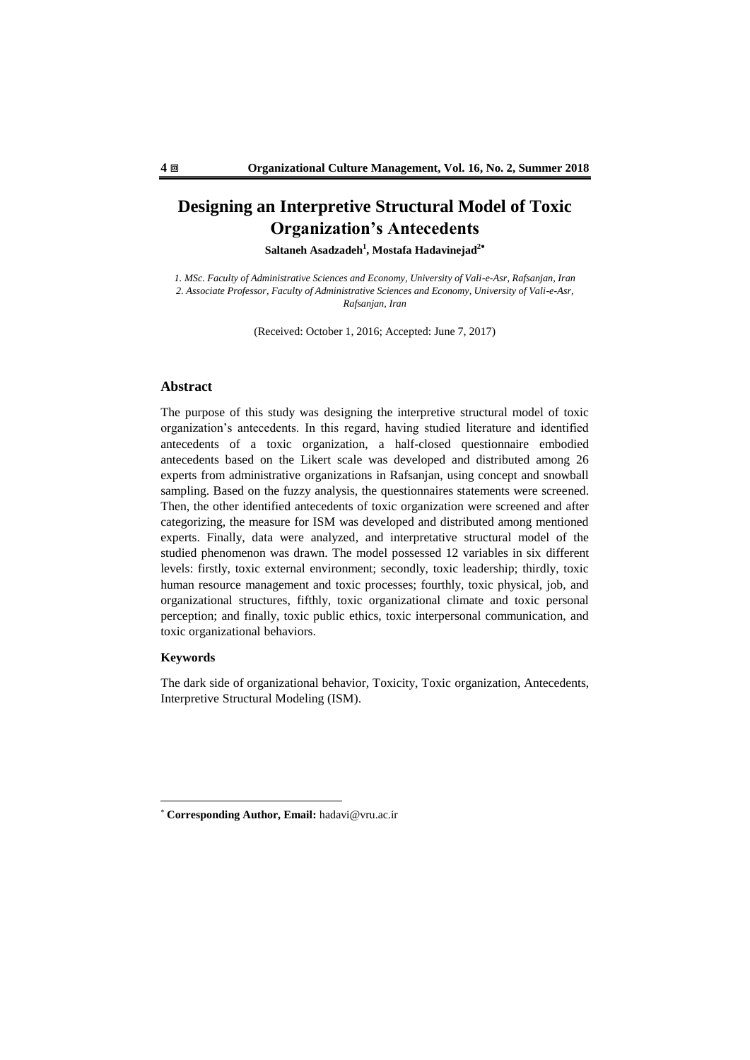# Designing an Interpretive Structural Model of Toxic Organization's Antecedents

**Saltaneh Asadzadeh[1], Mostafa Hadavinejad[2*]**

*1. MSc. Faculty of Administrative Sciences and Economy, University of Vali-e-Asr, Rafsanjan, Iran*
*2. Associate Professor, Faculty of Administrative Sciences and Economy, University of Vali-e-Asr, Rafsanjan, Iran*

(Received: October 1, 2016; Accepted: June 7, 2017)

## Abstract

The purpose of this study was designing the interpretive structural model of toxic organization's antecedents. In this regard, having studied literature and identified antecedents of a toxic organization, a half-closed questionnaire embodied antecedents based on the Likert scale was developed and distributed among 26 experts from administrative organizations in Rafsanjan, using concept and snowball sampling. Based on the fuzzy analysis, the questionnaires statements were screened. Then, the other identified antecedents of toxic organization were screened and after categorizing, the measure for ISM was developed and distributed among mentioned experts. Finally, data were analyzed, and interpretative structural model of the studied phenomenon was drawn. The model possessed 12 variables in six different levels: firstly, toxic external environment; secondly, toxic leadership; thirdly, toxic human resource management and toxic processes; fourthly, toxic physical, job, and organizational structures, fifthly, toxic organizational climate and toxic personal perception; and finally, toxic public ethics, toxic interpersonal communication, and toxic organizational behaviors.

### Keywords

The dark side of organizational behavior, Toxicity, Toxic organization, Antecedents, Interpretive Structural Modeling (ISM).

---

* **Corresponding Author, Email:** hadavi@vru.ac.ir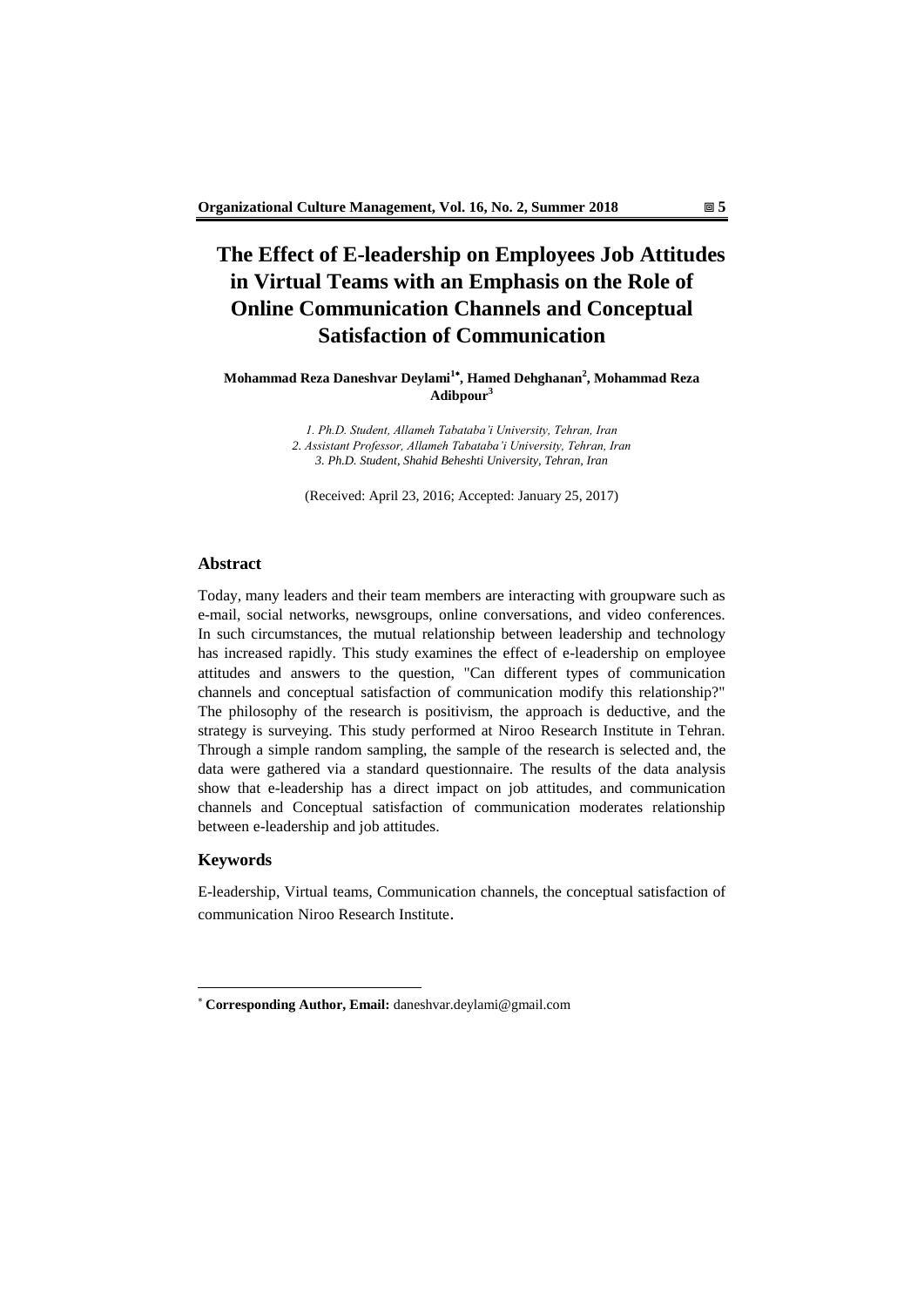# The Effect of E-leadership on Employees Job Attitudes in Virtual Teams with an Emphasis on the Role of Online Communication Channels and Conceptual Satisfaction of Communication

**Mohammad Reza Daneshvar Deylami[1*], Hamed Dehghanan[2], Mohammad Reza Adibpour[3]**

*1. Ph.D. Student, Allameh Tabataba'i University, Tehran, Iran*
*2. Assistant Professor, Allameh Tabataba'i University, Tehran, Iran*
*3. Ph.D. Student, Shahid Beheshti University, Tehran, Iran*

(Received: April 23, 2016; Accepted: January 25, 2017)

## Abstract

Today, many leaders and their team members are interacting with groupware such as e-mail, social networks, newsgroups, online conversations, and video conferences. In such circumstances, the mutual relationship between leadership and technology has increased rapidly. This study examines the effect of e-leadership on employee attitudes and answers to the question, "Can different types of communication channels and conceptual satisfaction of communication modify this relationship?" The philosophy of the research is positivism, the approach is deductive, and the strategy is surveying. This study performed at Niroo Research Institute in Tehran. Through a simple random sampling, the sample of the research is selected and, the data were gathered via a standard questionnaire. The results of the data analysis show that e-leadership has a direct impact on job attitudes, and communication channels and Conceptual satisfaction of communication moderates relationship between e-leadership and job attitudes.

## Keywords

E-leadership, Virtual teams, Communication channels, the conceptual satisfaction of communication Niroo Research Institute.

---

[*] **Corresponding Author, Email:** daneshvar.deylami@gmail.com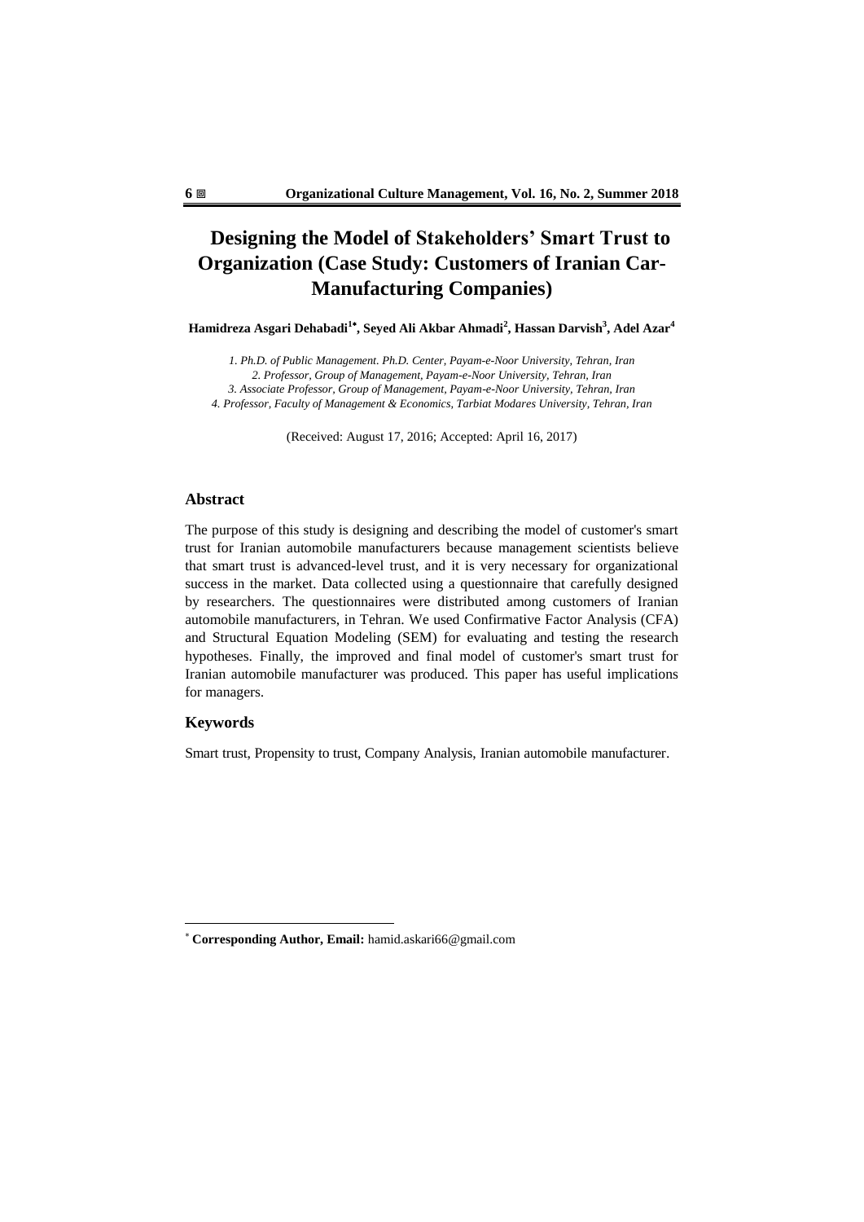# Designing the Model of Stakeholders' Smart Trust to Organization (Case Study: Customers of Iranian Car-Manufacturing Companies)

**Hamidreza Asgari Dehabadi[1*], Seyed Ali Akbar Ahmadi[2], Hassan Darvish[3], Adel Azar[4]**

*1. Ph.D. of Public Management. Ph.D. Center, Payam-e-Noor University, Tehran, Iran*
*2. Professor, Group of Management, Payam-e-Noor University, Tehran, Iran*
*3. Associate Professor, Group of Management, Payam-e-Noor University, Tehran, Iran*
*4. Professor, Faculty of Management & Economics, Tarbiat Modares University, Tehran, Iran*

(Received: August 17, 2016; Accepted: April 16, 2017)

## Abstract

The purpose of this study is designing and describing the model of customer's smart trust for Iranian automobile manufacturers because management scientists believe that smart trust is advanced-level trust, and it is very necessary for organizational success in the market. Data collected using a questionnaire that carefully designed by researchers. The questionnaires were distributed among customers of Iranian automobile manufacturers, in Tehran. We used Confirmative Factor Analysis (CFA) and Structural Equation Modeling (SEM) for evaluating and testing the research hypotheses. Finally, the improved and final model of customer's smart trust for Iranian automobile manufacturer was produced. This paper has useful implications for managers.

## Keywords

Smart trust, Propensity to trust, Company Analysis, Iranian automobile manufacturer.

---

[*] **Corresponding Author, Email:** hamid.askari66@gmail.com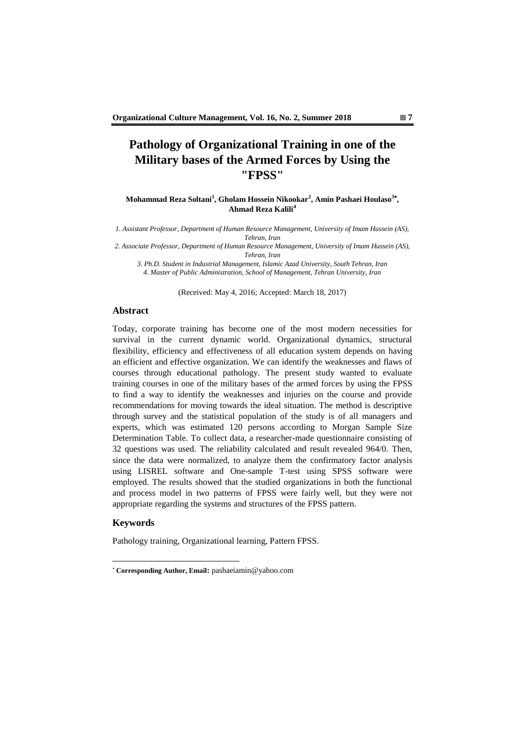# Pathology of Organizational Training in one of the Military bases of the Armed Forces by Using the "FPSS"

**Mohammad Reza Soltani[1], Gholam Hossein Nikookar[2], Amin Pashaei Houlaso[3*], Ahmad Reza Kalili[4]**

*1. Assistant Professor, Department of Human Resource Management, University of Imam Hussein (AS), Tehran, Iran*

*2. Associate Professor, Department of Human Resource Management, University of Imam Hussein (AS), Tehran, Iran*

*3. Ph.D. Student in Industrial Management, Islamic Azad University, South Tehran, Iran*

*4. Master of Public Administration, School of Management, Tehran University, Iran*

(Received: May 4, 2016; Accepted: March 18, 2017)

## Abstract

Today, corporate training has become one of the most modern necessities for survival in the current dynamic world. Organizational dynamics, structural flexibility, efficiency and effectiveness of all education system depends on having an efficient and effective organization. We can identify the weaknesses and flaws of courses through educational pathology. The present study wanted to evaluate training courses in one of the military bases of the armed forces by using the FPSS to find a way to identify the weaknesses and injuries on the course and provide recommendations for moving towards the ideal situation. The method is descriptive through survey and the statistical population of the study is of all managers and experts, which was estimated 120 persons according to Morgan Sample Size Determination Table. To collect data, a researcher-made questionnaire consisting of 32 questions was used. The reliability calculated and result revealed 964/0. Then, since the data were normalized, to analyze them the confirmatory factor analysis using LISREL software and One-sample T-test using SPSS software were employed. The results showed that the studied organizations in both the functional and process model in two patterns of FPSS were fairly well, but they were not appropriate regarding the systems and structures of the FPSS pattern.

## Keywords

Pathology training, Organizational learning, Pattern FPSS.

---

[*] **Corresponding Author, Email:** pashaeiamin@yahoo.com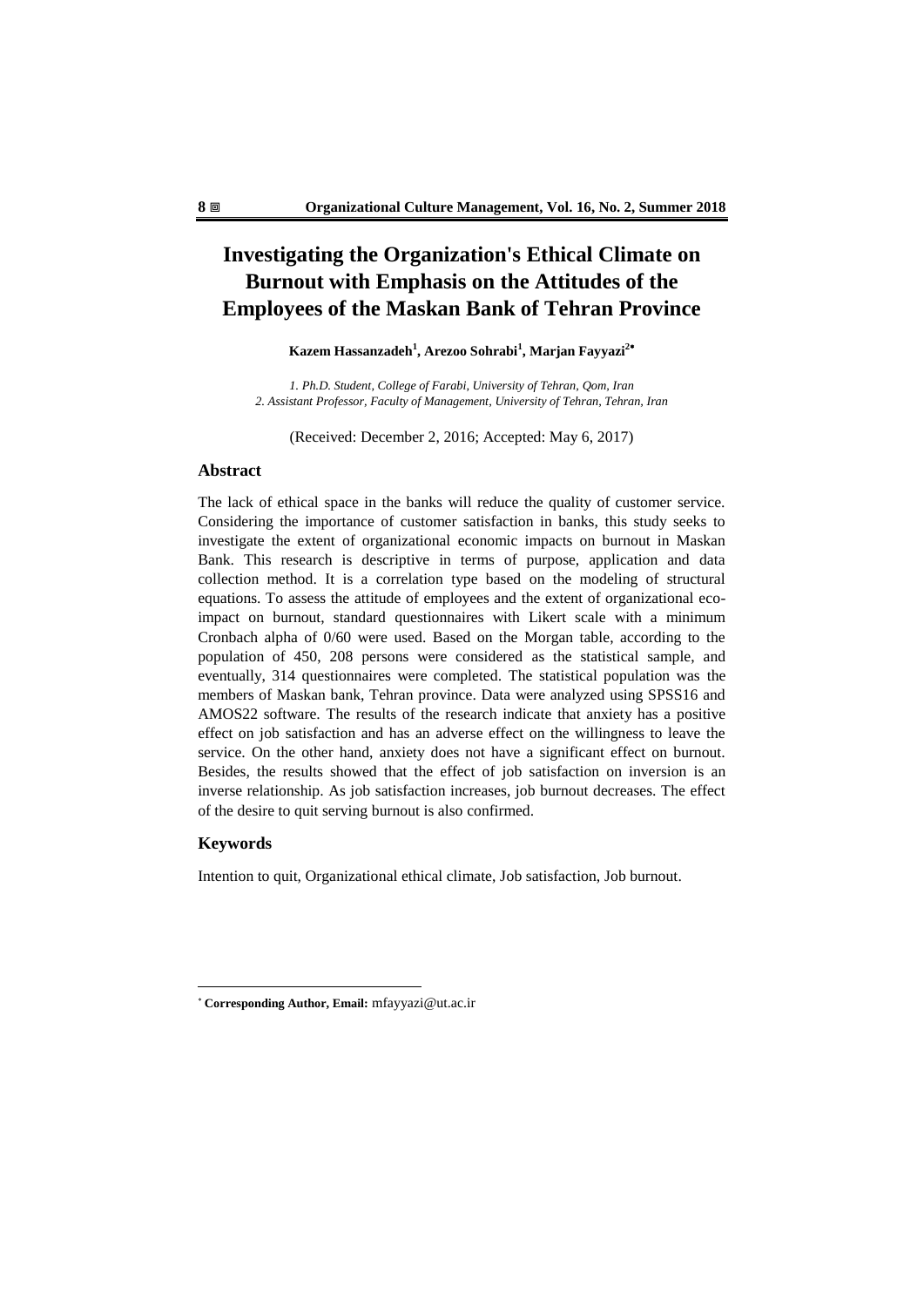# Investigating the Organization's Ethical Climate on Burnout with Emphasis on the Attitudes of the Employees of the Maskan Bank of Tehran Province

**Kazem Hassanzadeh[1], Arezoo Sohrabi[1], Marjan Fayyazi[2*]**

*1. Ph.D. Student, College of Farabi, University of Tehran, Qom, Iran*
*2. Assistant Professor, Faculty of Management, University of Tehran, Tehran, Iran*

(Received: December 2, 2016; Accepted: May 6, 2017)

## Abstract

The lack of ethical space in the banks will reduce the quality of customer service. Considering the importance of customer satisfaction in banks, this study seeks to investigate the extent of organizational economic impacts on burnout in Maskan Bank. This research is descriptive in terms of purpose, application and data collection method. It is a correlation type based on the modeling of structural equations. To assess the attitude of employees and the extent of organizational eco-impact on burnout, standard questionnaires with Likert scale with a minimum Cronbach alpha of 0/60 were used. Based on the Morgan table, according to the population of 450, 208 persons were considered as the statistical sample, and eventually, 314 questionnaires were completed. The statistical population was the members of Maskan bank, Tehran province. Data were analyzed using SPSS16 and AMOS22 software. The results of the research indicate that anxiety has a positive effect on job satisfaction and has an adverse effect on the willingness to leave the service. On the other hand, anxiety does not have a significant effect on burnout. Besides, the results showed that the effect of job satisfaction on inversion is an inverse relationship. As job satisfaction increases, job burnout decreases. The effect of the desire to quit serving burnout is also confirmed.

## Keywords

Intention to quit, Organizational ethical climate, Job satisfaction, Job burnout.

* **Corresponding Author, Email:** mfayyazi@ut.ac.ir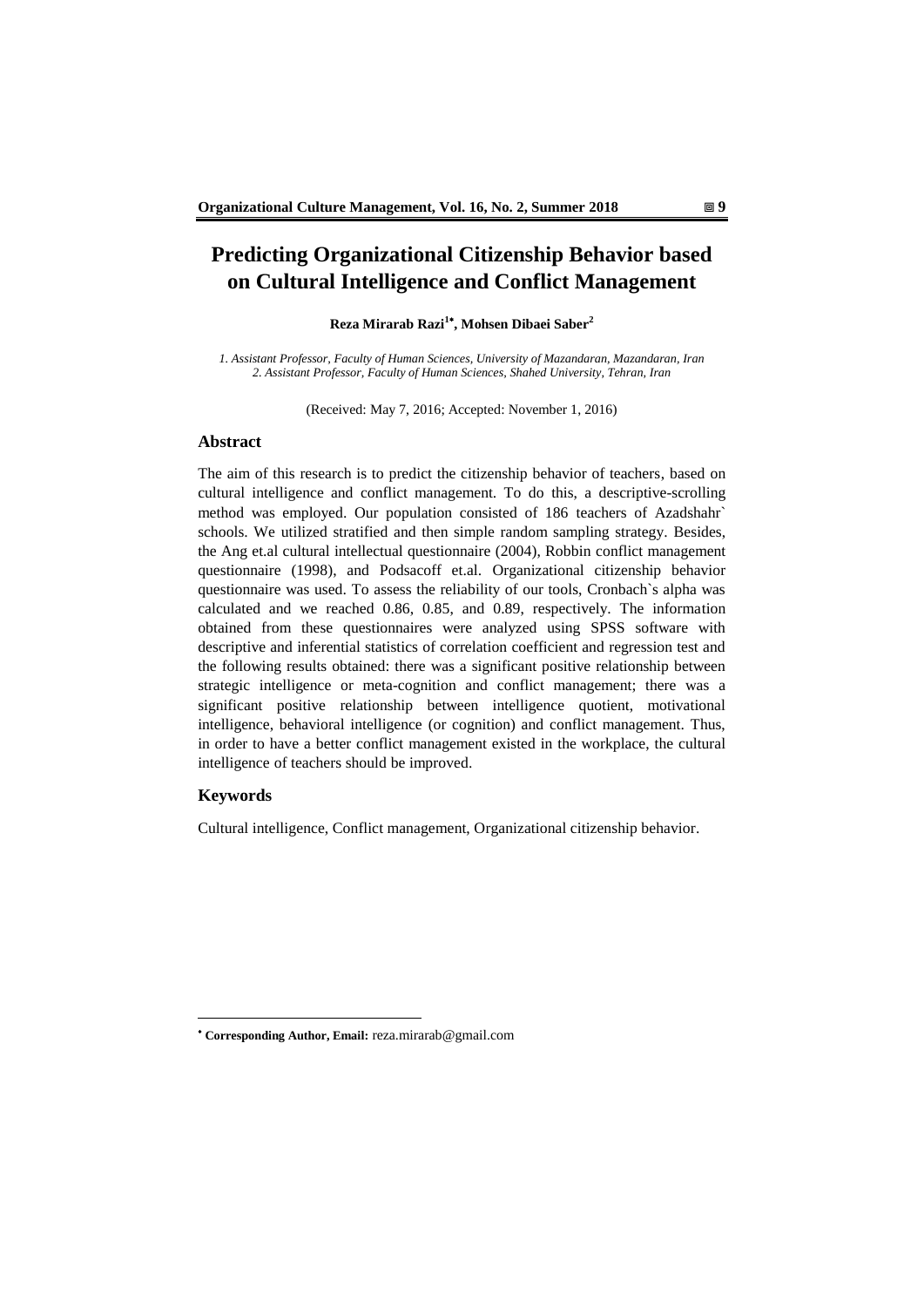# Predicting Organizational Citizenship Behavior based on Cultural Intelligence and Conflict Management

**Reza Mirarab Razi[1*], Mohsen Dibaei Saber[2]**

*1. Assistant Professor, Faculty of Human Sciences, University of Mazandaran, Mazandaran, Iran*
*2. Assistant Professor, Faculty of Human Sciences, Shahed University, Tehran, Iran*

(Received: May 7, 2016; Accepted: November 1, 2016)

## Abstract

The aim of this research is to predict the citizenship behavior of teachers, based on cultural intelligence and conflict management. To do this, a descriptive-scrolling method was employed. Our population consisted of 186 teachers of Azadshahr` schools. We utilized stratified and then simple random sampling strategy. Besides, the Ang et.al cultural intellectual questionnaire (2004), Robbin conflict management questionnaire (1998), and Podsacoff et.al. Organizational citizenship behavior questionnaire was used. To assess the reliability of our tools, Cronbach`s alpha was calculated and we reached 0.86, 0.85, and 0.89, respectively. The information obtained from these questionnaires were analyzed using SPSS software with descriptive and inferential statistics of correlation coefficient and regression test and the following results obtained: there was a significant positive relationship between strategic intelligence or meta-cognition and conflict management; there was a significant positive relationship between intelligence quotient, motivational intelligence, behavioral intelligence (or cognition) and conflict management. Thus, in order to have a better conflict management existed in the workplace, the cultural intelligence of teachers should be improved.

## Keywords

Cultural intelligence, Conflict management, Organizational citizenship behavior.

---

* **Corresponding Author, Email:** reza.mirarab@gmail.com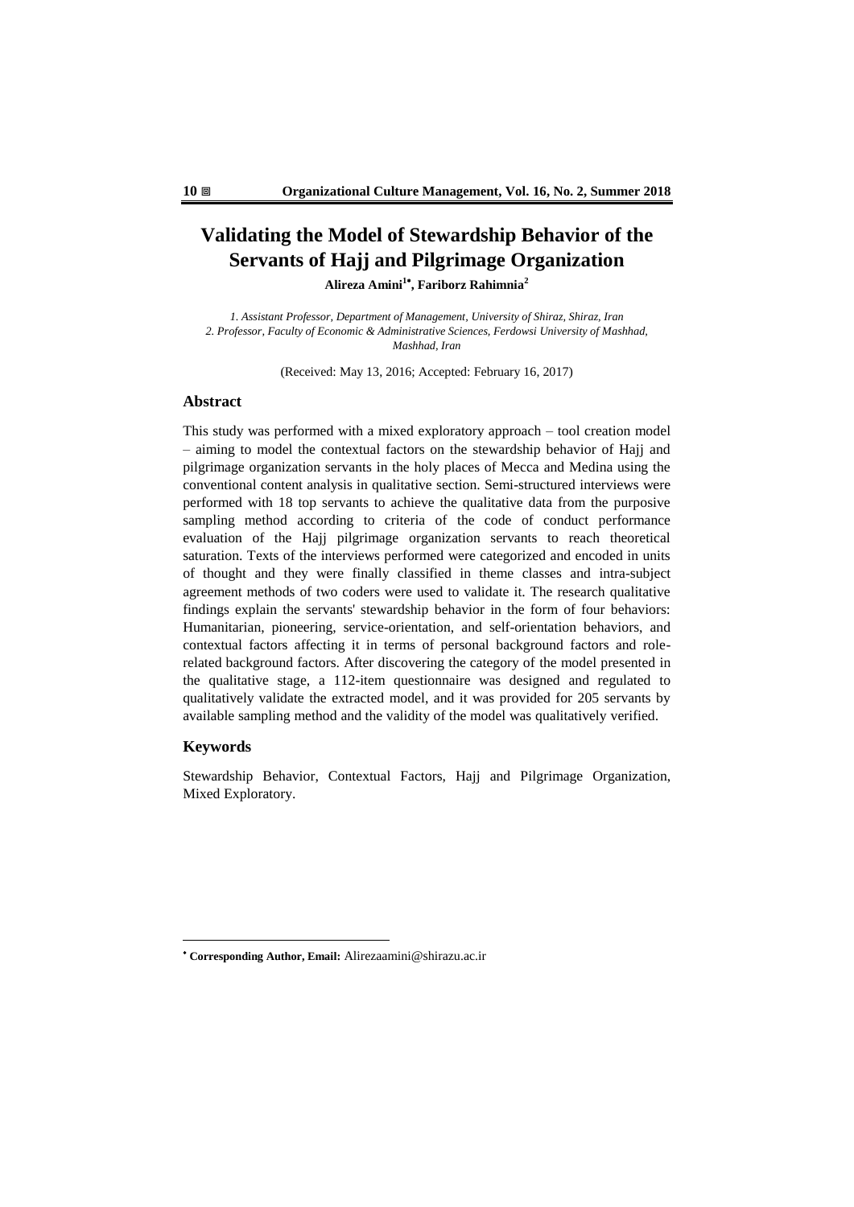# Validating the Model of Stewardship Behavior of the Servants of Hajj and Pilgrimage Organization

**Alireza Amini[1*], Fariborz Rahimnia[2]**

*1. Assistant Professor, Department of Management, University of Shiraz, Shiraz, Iran*
*2. Professor, Faculty of Economic & Administrative Sciences, Ferdowsi University of Mashhad, Mashhad, Iran*

(Received: May 13, 2016; Accepted: February 16, 2017)

## Abstract

This study was performed with a mixed exploratory approach – tool creation model – aiming to model the contextual factors on the stewardship behavior of Hajj and pilgrimage organization servants in the holy places of Mecca and Medina using the conventional content analysis in qualitative section. Semi-structured interviews were performed with 18 top servants to achieve the qualitative data from the purposive sampling method according to criteria of the code of conduct performance evaluation of the Hajj pilgrimage organization servants to reach theoretical saturation. Texts of the interviews performed were categorized and encoded in units of thought and they were finally classified in theme classes and intra-subject agreement methods of two coders were used to validate it. The research qualitative findings explain the servants' stewardship behavior in the form of four behaviors: Humanitarian, pioneering, service-orientation, and self-orientation behaviors, and contextual factors affecting it in terms of personal background factors and role-related background factors. After discovering the category of the model presented in the qualitative stage, a 112-item questionnaire was designed and regulated to qualitatively validate the extracted model, and it was provided for 205 servants by available sampling method and the validity of the model was qualitatively verified.

## Keywords

Stewardship Behavior, Contextual Factors, Hajj and Pilgrimage Organization, Mixed Exploratory.

---

[*] **Corresponding Author, Email:** Alirezaamini@shirazu.ac.ir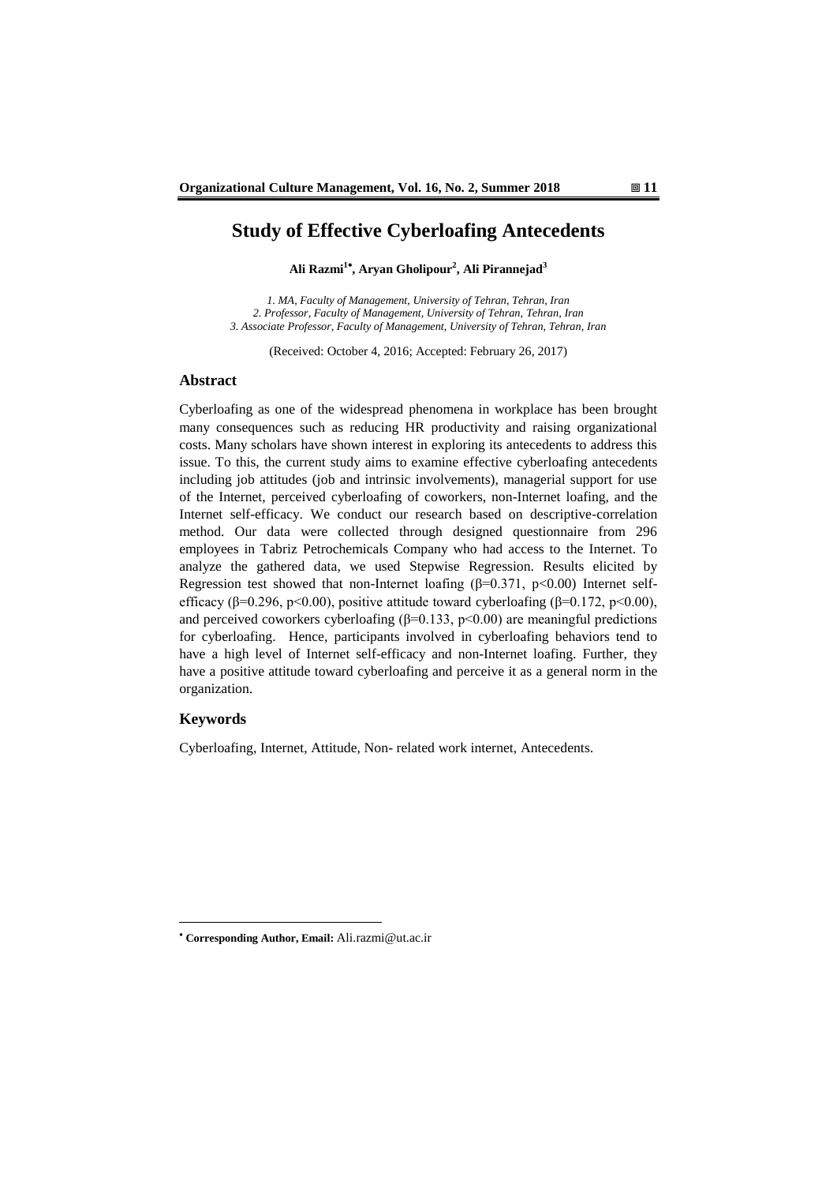# Study of Effective Cyberloafing Antecedents

**Ali Razmi[1]*, Aryan Gholipour[2], Ali Pirannejad[3]**

*1. MA, Faculty of Management, University of Tehran, Tehran, Iran*
*2. Professor, Faculty of Management, University of Tehran, Tehran, Iran*
*3. Associate Professor, Faculty of Management, University of Tehran, Tehran, Iran*

(Received: October 4, 2016; Accepted: February 26, 2017)

## Abstract

Cyberloafing as one of the widespread phenomena in workplace has been brought many consequences such as reducing HR productivity and raising organizational costs. Many scholars have shown interest in exploring its antecedents to address this issue. To this, the current study aims to examine effective cyberloafing antecedents including job attitudes (job and intrinsic involvements), managerial support for use of the Internet, perceived cyberloafing of coworkers, non-Internet loafing, and the Internet self-efficacy. We conduct our research based on descriptive-correlation method. Our data were collected through designed questionnaire from 296 employees in Tabriz Petrochemicals Company who had access to the Internet. To analyze the gathered data, we used Stepwise Regression. Results elicited by Regression test showed that non-Internet loafing ($\beta=0.371$, $p<0.00$) Internet self-efficacy ($\beta=0.296$, $p<0.00$), positive attitude toward cyberloafing ($\beta=0.172$, $p<0.00$), and perceived coworkers cyberloafing ($\beta=0.133$, $p<0.00$) are meaningful predictions for cyberloafing. Hence, participants involved in cyberloafing behaviors tend to have a high level of Internet self-efficacy and non-Internet loafing. Further, they have a positive attitude toward cyberloafing and perceive it as a general norm in the organization.

## Keywords

Cyberloafing, Internet, Attitude, Non- related work internet, Antecedents.

---

* **Corresponding Author, Email:** Ali.razmi@ut.ac.ir